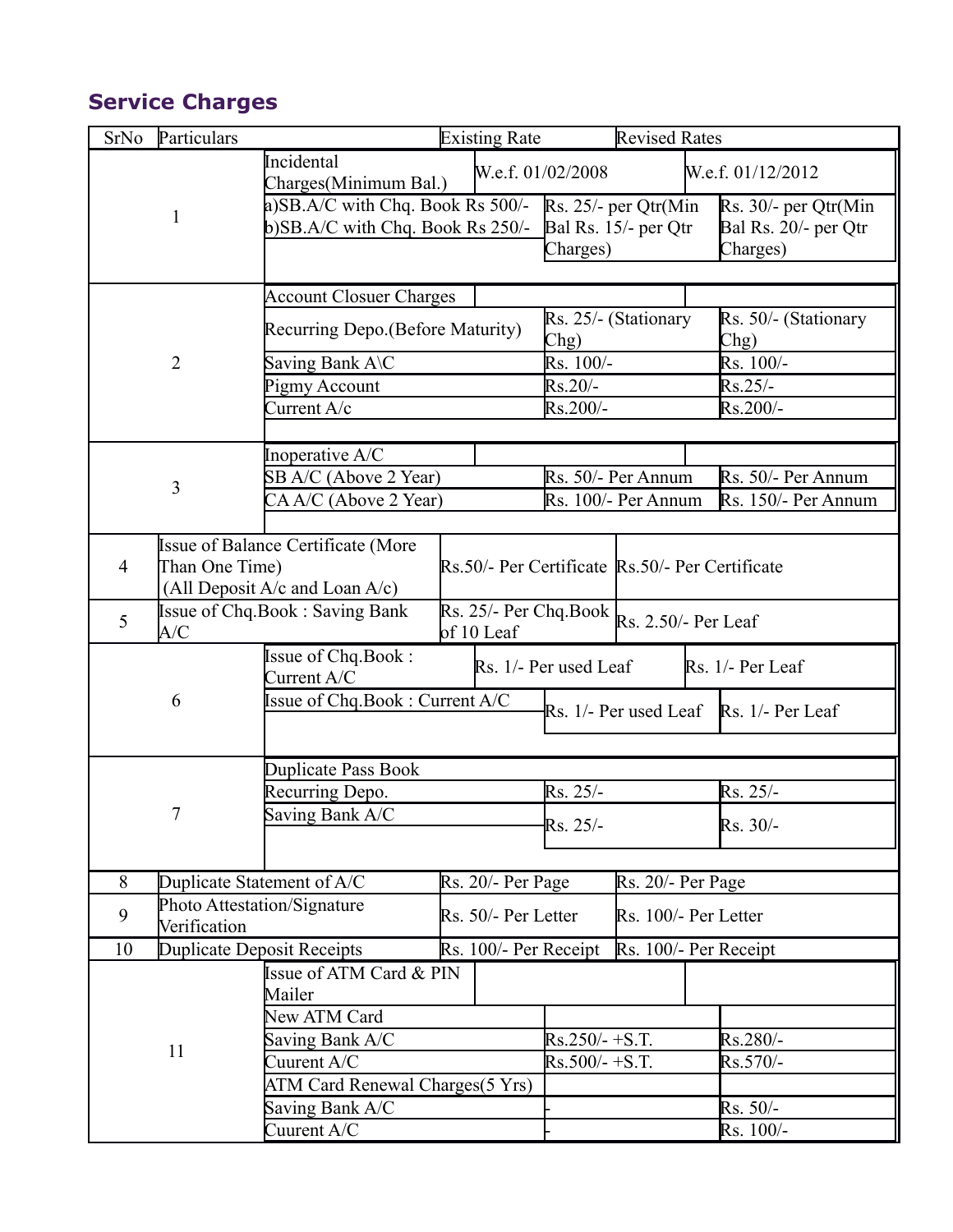## Service Charges

| SrNo | Particulars | Existing Rate | Revised Rates |
|---|---|---|---|
| 1 | Incidental Charges(Minimum Bal.) | W.e.f. 01/02/2008 | W.e.f. 01/12/2012 |
| | a)SB.A/C with Chq. Book Rs 500/- b)SB.A/C with Chq. Book Rs 250/- | Rs. 25/- per Qtr(Min Bal Rs. 15/- per Qtr Charges) | Rs. 30/- per Qtr(Min Bal Rs. 20/- per Qtr Charges) |
| 2 | Account Closuer Charges | | |
| | Recurring Depo.(Before Maturity) | Rs. 25/- (Stationary Chg) | Rs. 50/- (Stationary Chg) |
| | Saving Bank A\C | Rs. 100/- | Rs. 100/- |
| | Pigmy Account | Rs.20/- | Rs.25/- |
| | Current A/c | Rs.200/- | Rs.200/- |
| 3 | Inoperative A/C | | |
| | SB A/C (Above 2 Year) | Rs. 50/- Per Annum | Rs. 50/- Per Annum |
| | CA A/C (Above 2 Year) | Rs. 100/- Per Annum | Rs. 150/- Per Annum |
| 4 | Issue of Balance Certificate (More Than One Time) (All Deposit A/c and Loan A/c) | Rs.50/- Per Certificate | Rs.50/- Per Certificate |
| 5 | Issue of Chq.Book : Saving Bank A/C | Rs. 25/- Per Chq.Book of 10 Leaf | Rs. 2.50/- Per Leaf |
| 6 | Issue of Chq.Book : Current A/C | Rs. 1/- Per used Leaf | Rs. 1/- Per Leaf |
| | Issue of Chq.Book : Current A/C | Rs. 1/- Per used Leaf | Rs. 1/- Per Leaf |
| 7 | Duplicate Pass Book | | |
| | Recurring Depo. | Rs. 25/- | Rs. 25/- |
| | Saving Bank A/C | Rs. 25/- | Rs. 30/- |
| 8 | Duplicate Statement of A/C | Rs. 20/- Per Page | Rs. 20/- Per Page |
| 9 | Photo Attestation/Signature Verification | Rs. 50/- Per Letter | Rs. 100/- Per Letter |
| 10 | Duplicate Deposit Receipts | Rs. 100/- Per Receipt | Rs. 100/- Per Receipt |
| 11 | Issue of ATM Card & PIN Mailer | | |
| | New ATM Card | | |
| | Saving Bank A/C | Rs.250/- +S.T. | Rs.280/- |
| | Cuurent A/C | Rs.500/- +S.T. | Rs.570/- |
| | ATM Card Renewal Charges(5 Yrs) | | |
| | Saving Bank A/C | - | Rs. 50/- |
| | Cuurent A/C | - | Rs. 100/- |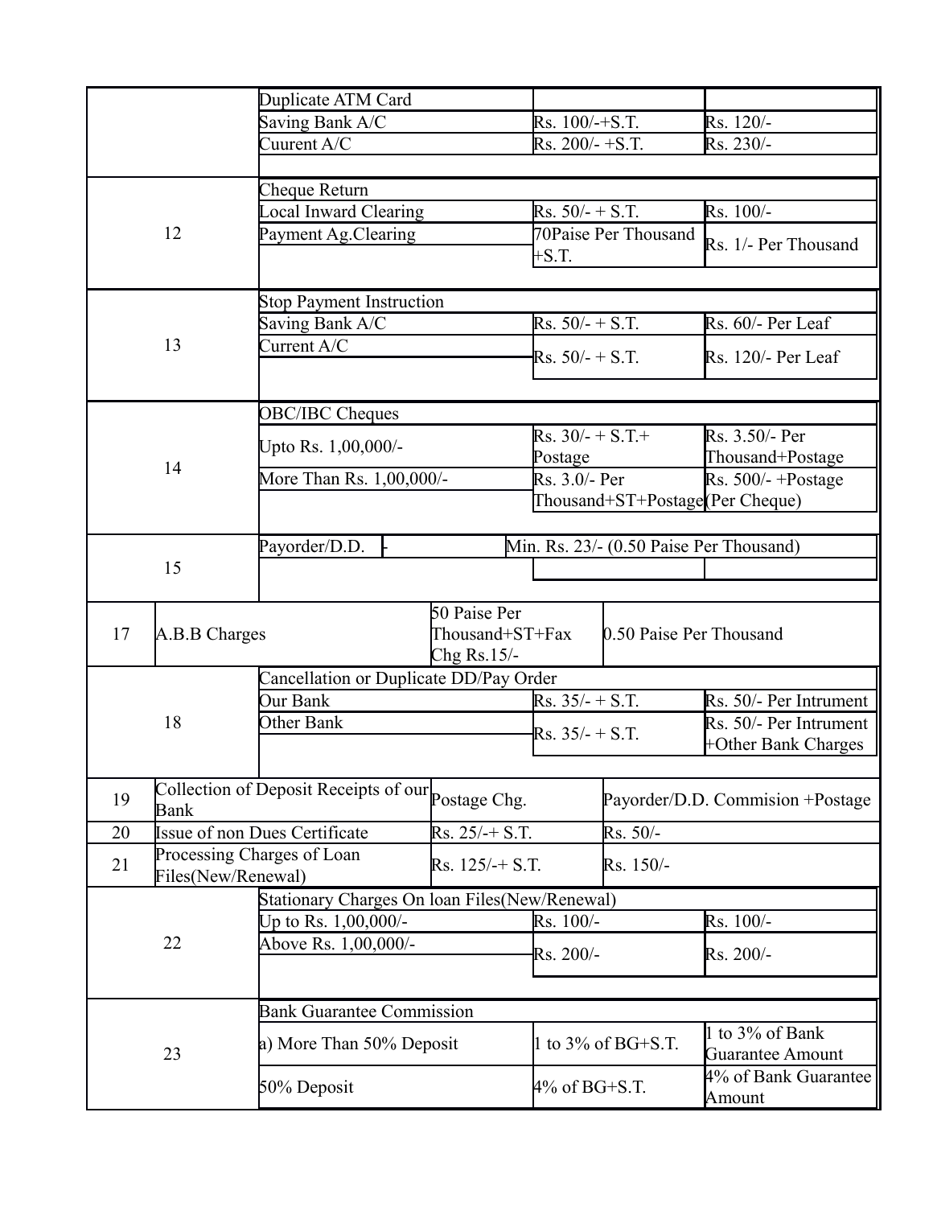| | | | |
|---|---|---|---|
| | Duplicate ATM Card | | |
| | Saving Bank A/C | Rs. 100/-+S.T. | Rs. 120/- |
| | Cuurent A/C | Rs. 200/- +S.T. | Rs. 230/- |
| 12 | Cheque Return | | |
| | Local Inward Clearing | Rs. 50/- + S.T. | Rs. 100/- |
| | Payment Ag.Clearing | 70Paise Per Thousand +S.T. | Rs. 1/- Per Thousand |
| 13 | Stop Payment Instruction | | |
| | Saving Bank A/C | Rs. 50/- + S.T. | Rs. 60/- Per Leaf |
| | Current A/C | Rs. 50/- + S.T. | Rs. 120/- Per Leaf |
| 14 | OBC/IBC Cheques | | |
| | Upto Rs. 1,00,000/- | Rs. 30/- + S.T.+ Postage | Rs. 3.50/- Per Thousand+Postage |
| | More Than Rs. 1,00,000/- | Rs. 3.0/- Per Thousand+ST+Postage | Rs. 500/- +Postage (Per Cheque) |
| 15 | Payorder/D.D. - | Min. Rs. 23/- (0.50 Paise Per Thousand) | |
| 17 | A.B.B Charges | 50 Paise Per Thousand+ST+Fax Chg Rs.15/- | 0.50 Paise Per Thousand |
| 18 | Cancellation or Duplicate DD/Pay Order | | |
| | Our Bank | Rs. 35/- + S.T. | Rs. 50/- Per Intrument |
| | Other Bank | Rs. 35/- + S.T. | Rs. 50/- Per Intrument +Other Bank Charges |
| 19 | Collection of Deposit Receipts of our Bank | Postage Chg. | Payorder/D.D. Commision +Postage |
| 20 | Issue of non Dues Certificate | Rs. 25/-+ S.T. | Rs. 50/- |
| 21 | Processing Charges of Loan Files(New/Renewal) | Rs. 125/-+ S.T. | Rs. 150/- |
| 22 | Stationary Charges On loan Files(New/Renewal) | | |
| | Up to Rs. 1,00,000/- | Rs. 100/- | Rs. 100/- |
| | Above Rs. 1,00,000/- | Rs. 200/- | Rs. 200/- |
| 23 | Bank Guarantee Commission | | |
| | a) More Than 50% Deposit | 1 to 3% of BG+S.T. | 1 to 3% of Bank Guarantee Amount |
| | 50% Deposit | 4% of BG+S.T. | 4% of Bank Guarantee Amount |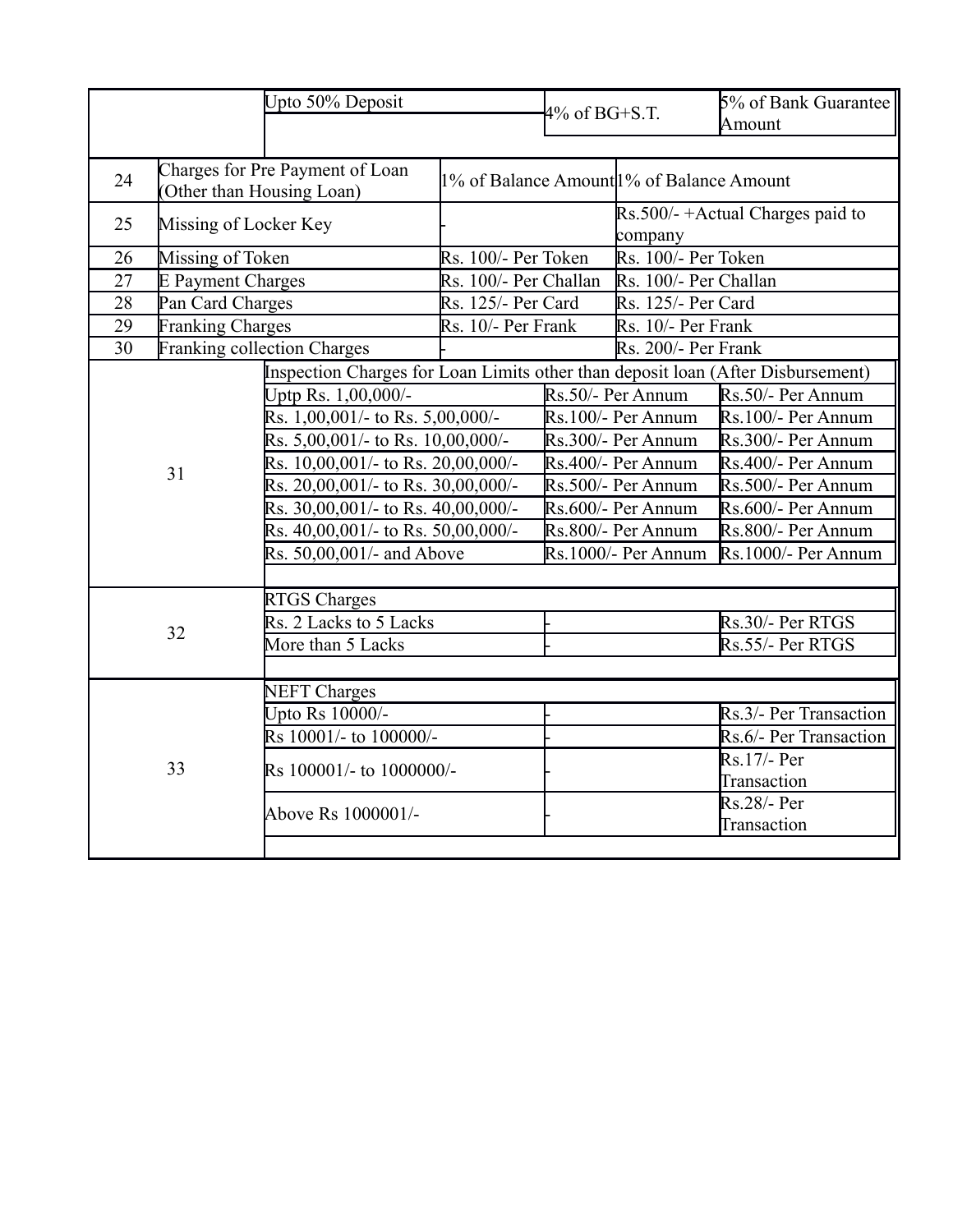| | | | | |
|---|---|---|---|---|
| | | Upto 50% Deposit | 4% of BG+S.T. | 5% of Bank Guarantee Amount |
| 24 | Charges for Pre Payment of Loan (Other than Housing Loan) | | 1% of Balance Amount | 1% of Balance Amount |
| 25 | Missing of Locker Key | | - | Rs.500/- +Actual Charges paid to company |
| 26 | Missing of Token | | Rs. 100/- Per Token | Rs. 100/- Per Token |
| 27 | E Payment Charges | | Rs. 100/- Per Challan | Rs. 100/- Per Challan |
| 28 | Pan Card Charges | | Rs. 125/- Per Card | Rs. 125/- Per Card |
| 29 | Franking Charges | | Rs. 10/- Per Frank | Rs. 10/- Per Frank |
| 30 | Franking collection Charges | | - | Rs. 200/- Per Frank |
| 31 | | Inspection Charges for Loan Limits other than deposit loan (After Disbursement) | | |
| | | Uptp Rs. 1,00,000/- | Rs.50/- Per Annum | Rs.50/- Per Annum |
| | | Rs. 1,00,001/- to Rs. 5,00,000/- | Rs.100/- Per Annum | Rs.100/- Per Annum |
| | | Rs. 5,00,001/- to Rs. 10,00,000/- | Rs.300/- Per Annum | Rs.300/- Per Annum |
| | | Rs. 10,00,001/- to Rs. 20,00,000/- | Rs.400/- Per Annum | Rs.400/- Per Annum |
| | | Rs. 20,00,001/- to Rs. 30,00,000/- | Rs.500/- Per Annum | Rs.500/- Per Annum |
| | | Rs. 30,00,001/- to Rs. 40,00,000/- | Rs.600/- Per Annum | Rs.600/- Per Annum |
| | | Rs. 40,00,001/- to Rs. 50,00,000/- | Rs.800/- Per Annum | Rs.800/- Per Annum |
| | | Rs. 50,00,001/- and Above | Rs.1000/- Per Annum | Rs.1000/- Per Annum |
| 32 | | RTGS Charges | | |
| | | Rs. 2 Lacks to 5 Lacks | - | Rs.30/- Per RTGS |
| | | More than 5 Lacks | - | Rs.55/- Per RTGS |
| 33 | | NEFT Charges | | |
| | | Upto Rs 10000/- | - | Rs.3/- Per Transaction |
| | | Rs 10001/- to 100000/- | - | Rs.6/- Per Transaction |
| | | Rs 100001/- to 1000000/- | - | Rs.17/- Per Transaction |
| | | Above Rs 1000001/- | - | Rs.28/- Per Transaction |